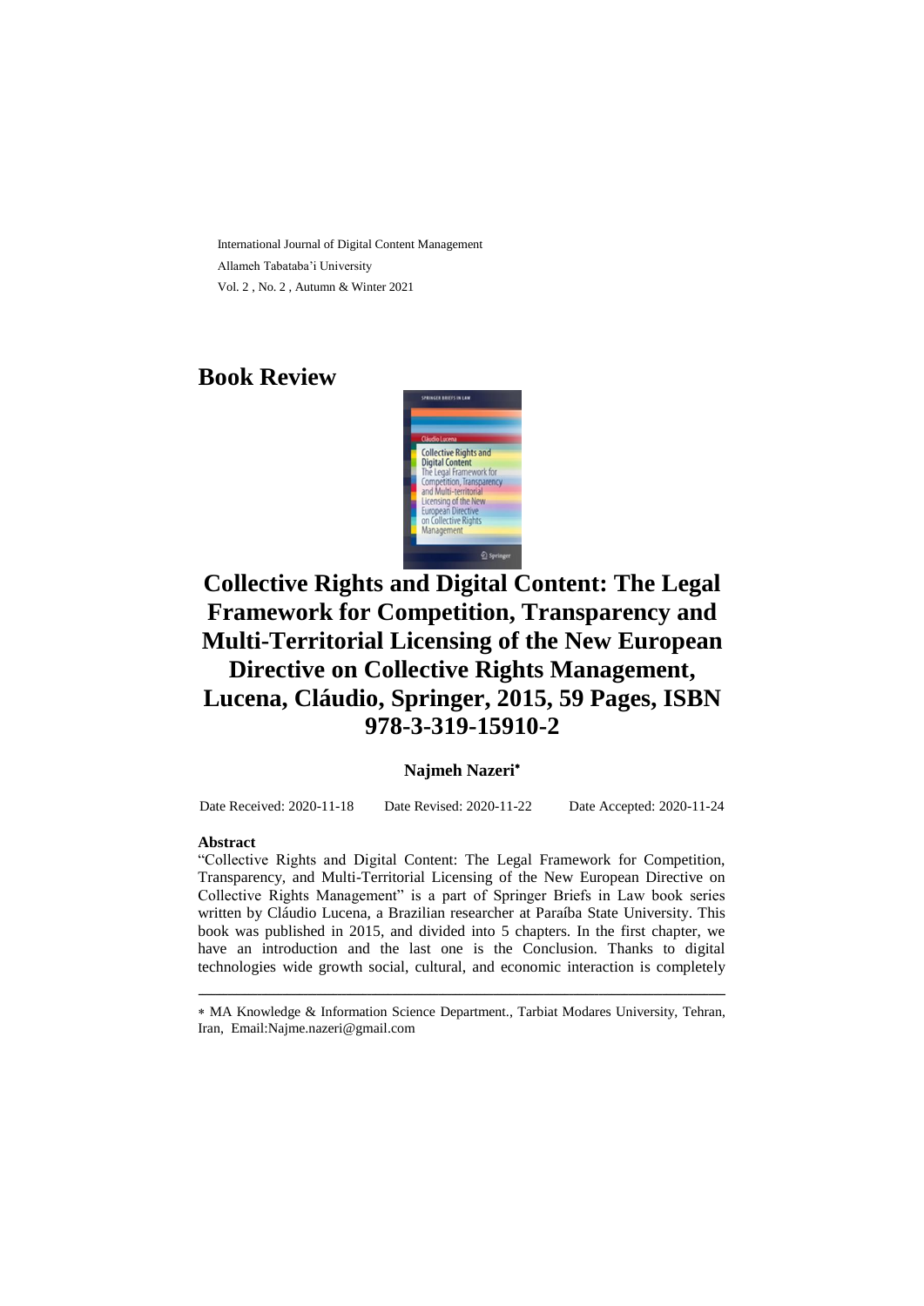International Journal of Digital Content Management

Allameh Tabataba'i University

Vol. 2 , No. 2 , Autumn & Winter 2021

## Book Review

# Collective Rights and Digital Content: The Legal Framework for Competition, Transparency and Multi-Territorial Licensing of the New European Directive on Collective Rights Management, Lucena, Cláudio, Springer, 2015, 59 Pages, ISBN 978-3-319-15910-2

**Najmeh Nazeri***

Date Received: 2020-11-18 Date Revised: 2020-11-22 Date Accepted: 2020-11-24

**Abstract**

"Collective Rights and Digital Content: The Legal Framework for Competition, Transparency, and Multi-Territorial Licensing of the New European Directive on Collective Rights Management" is a part of Springer Briefs in Law book series written by Cláudio Lucena, a Brazilian researcher at Paraíba State University. This book was published in 2015, and divided into 5 chapters. In the first chapter, we have an introduction and the last one is the Conclusion. Thanks to digital technologies wide growth social, cultural, and economic interaction is completely

---

* MA Knowledge & Information Science Department., Tarbiat Modares University, Tehran, Iran, Email:Najme.nazeri@gmail.com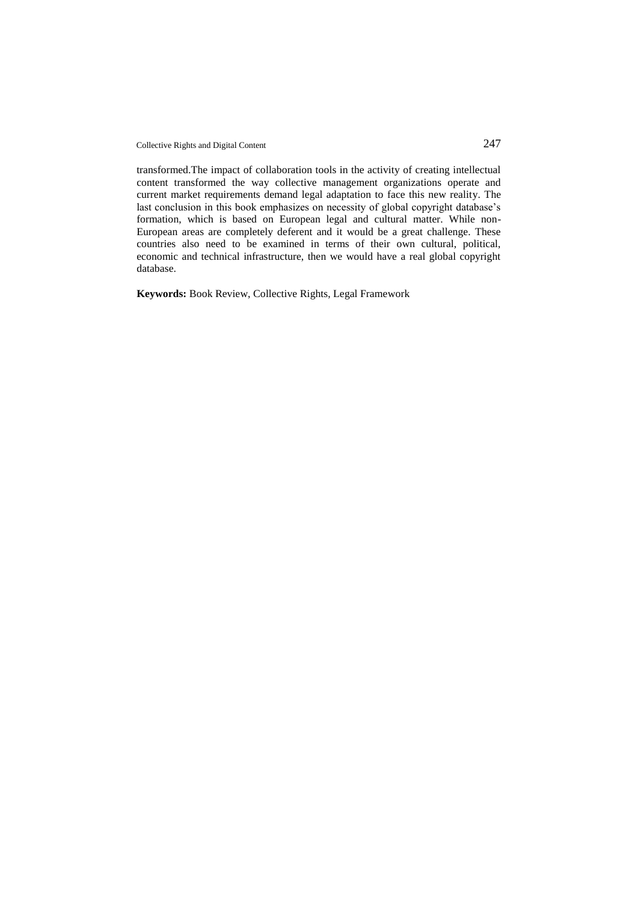transformed.The impact of collaboration tools in the activity of creating intellectual content transformed the way collective management organizations operate and current market requirements demand legal adaptation to face this new reality. The last conclusion in this book emphasizes on necessity of global copyright database's formation, which is based on European legal and cultural matter. While non-European areas are completely deferent and it would be a great challenge. These countries also need to be examined in terms of their own cultural, political, economic and technical infrastructure, then we would have a real global copyright database.

**Keywords:** Book Review, Collective Rights, Legal Framework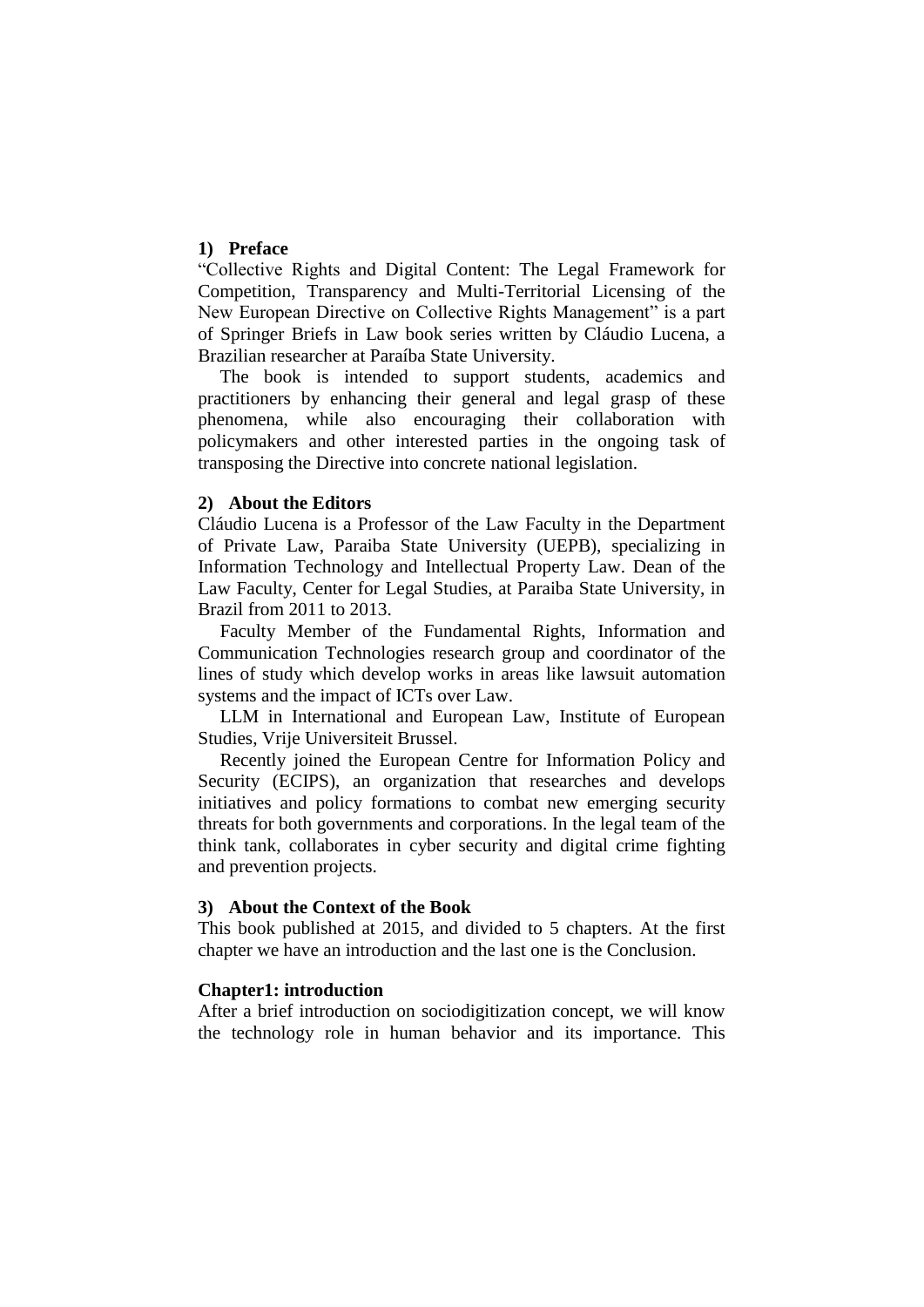### 1) Preface

"Collective Rights and Digital Content: The Legal Framework for Competition, Transparency and Multi-Territorial Licensing of the New European Directive on Collective Rights Management" is a part of Springer Briefs in Law book series written by Cláudio Lucena, a Brazilian researcher at Paraíba State University.

The book is intended to support students, academics and practitioners by enhancing their general and legal grasp of these phenomena, while also encouraging their collaboration with policymakers and other interested parties in the ongoing task of transposing the Directive into concrete national legislation.

### 2) About the Editors

Cláudio Lucena is a Professor of the Law Faculty in the Department of Private Law, Paraiba State University (UEPB), specializing in Information Technology and Intellectual Property Law. Dean of the Law Faculty, Center for Legal Studies, at Paraiba State University, in Brazil from 2011 to 2013.

Faculty Member of the Fundamental Rights, Information and Communication Technologies research group and coordinator of the lines of study which develop works in areas like lawsuit automation systems and the impact of ICTs over Law.

LLM in International and European Law, Institute of European Studies, Vrije Universiteit Brussel.

Recently joined the European Centre for Information Policy and Security (ECIPS), an organization that researches and develops initiatives and policy formations to combat new emerging security threats for both governments and corporations. In the legal team of the think tank, collaborates in cyber security and digital crime fighting and prevention projects.

### 3) About the Context of the Book

This book published at 2015, and divided to 5 chapters. At the first chapter we have an introduction and the last one is the Conclusion.

#### Chapter1: introduction

After a brief introduction on sociodigitization concept, we will know the technology role in human behavior and its importance. This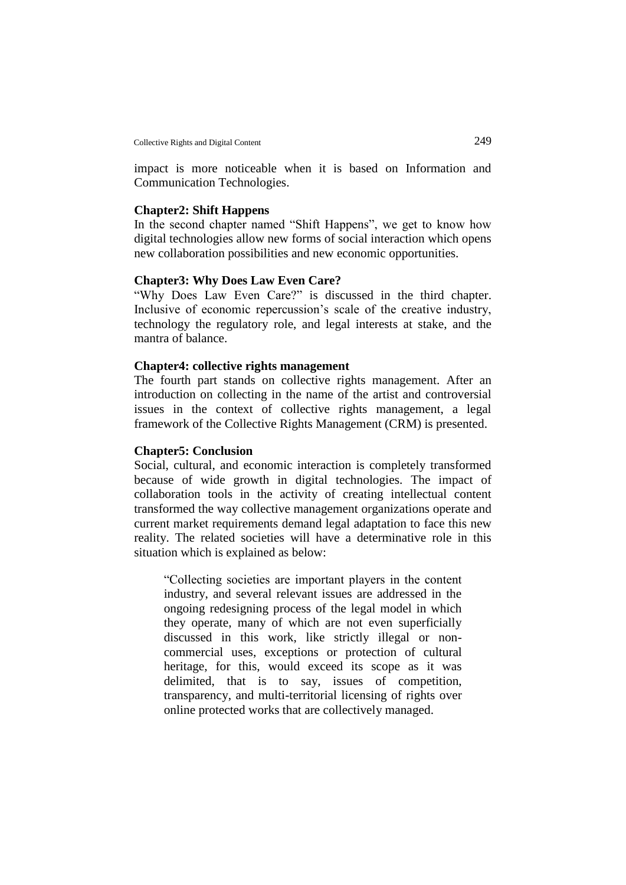impact is more noticeable when it is based on Information and Communication Technologies.

### Chapter2: Shift Happens

In the second chapter named "Shift Happens", we get to know how digital technologies allow new forms of social interaction which opens new collaboration possibilities and new economic opportunities.

### Chapter3: Why Does Law Even Care?

"Why Does Law Even Care?" is discussed in the third chapter. Inclusive of economic repercussion's scale of the creative industry, technology the regulatory role, and legal interests at stake, and the mantra of balance.

### Chapter4: collective rights management

The fourth part stands on collective rights management. After an introduction on collecting in the name of the artist and controversial issues in the context of collective rights management, a legal framework of the Collective Rights Management (CRM) is presented.

### Chapter5: Conclusion

Social, cultural, and economic interaction is completely transformed because of wide growth in digital technologies. The impact of collaboration tools in the activity of creating intellectual content transformed the way collective management organizations operate and current market requirements demand legal adaptation to face this new reality. The related societies will have a determinative role in this situation which is explained as below:

> "Collecting societies are important players in the content industry, and several relevant issues are addressed in the ongoing redesigning process of the legal model in which they operate, many of which are not even superficially discussed in this work, like strictly illegal or non-commercial uses, exceptions or protection of cultural heritage, for this, would exceed its scope as it was delimited, that is to say, issues of competition, transparency, and multi-territorial licensing of rights over online protected works that are collectively managed.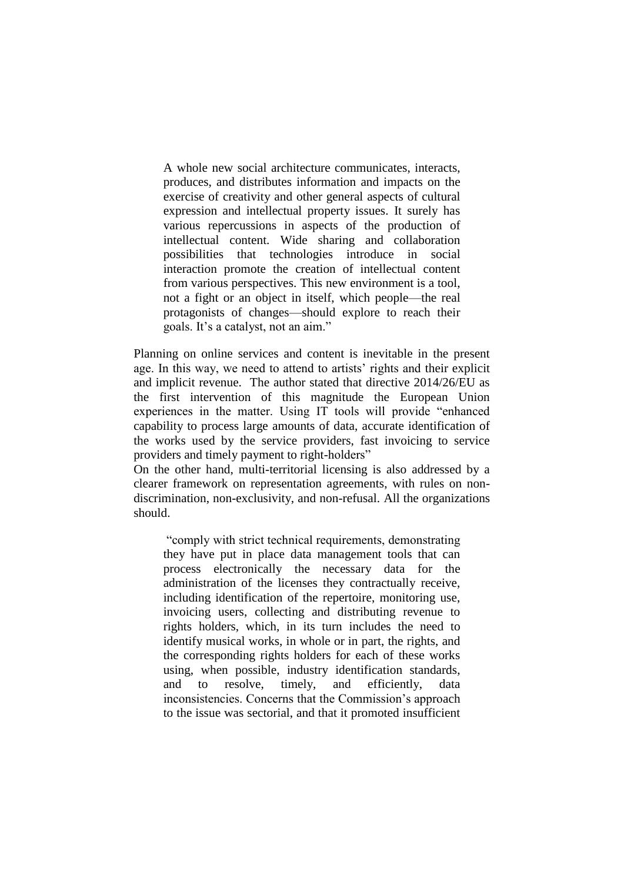> A whole new social architecture communicates, interacts, produces, and distributes information and impacts on the exercise of creativity and other general aspects of cultural expression and intellectual property issues. It surely has various repercussions in aspects of the production of intellectual content. Wide sharing and collaboration possibilities that technologies introduce in social interaction promote the creation of intellectual content from various perspectives. This new environment is a tool, not a fight or an object in itself, which people—the real protagonists of changes—should explore to reach their goals. It's a catalyst, not an aim."

Planning on online services and content is inevitable in the present age. In this way, we need to attend to artists' rights and their explicit and implicit revenue. The author stated that directive 2014/26/EU as the first intervention of this magnitude the European Union experiences in the matter. Using IT tools will provide "enhanced capability to process large amounts of data, accurate identification of the works used by the service providers, fast invoicing to service providers and timely payment to right-holders"

On the other hand, multi-territorial licensing is also addressed by a clearer framework on representation agreements, with rules on non-discrimination, non-exclusivity, and non-refusal. All the organizations should.

> "comply with strict technical requirements, demonstrating they have put in place data management tools that can process electronically the necessary data for the administration of the licenses they contractually receive, including identification of the repertoire, monitoring use, invoicing users, collecting and distributing revenue to rights holders, which, in its turn includes the need to identify musical works, in whole or in part, the rights, and the corresponding rights holders for each of these works using, when possible, industry identification standards, and to resolve, timely, and efficiently, data inconsistencies. Concerns that the Commission's approach to the issue was sectorial, and that it promoted insufficient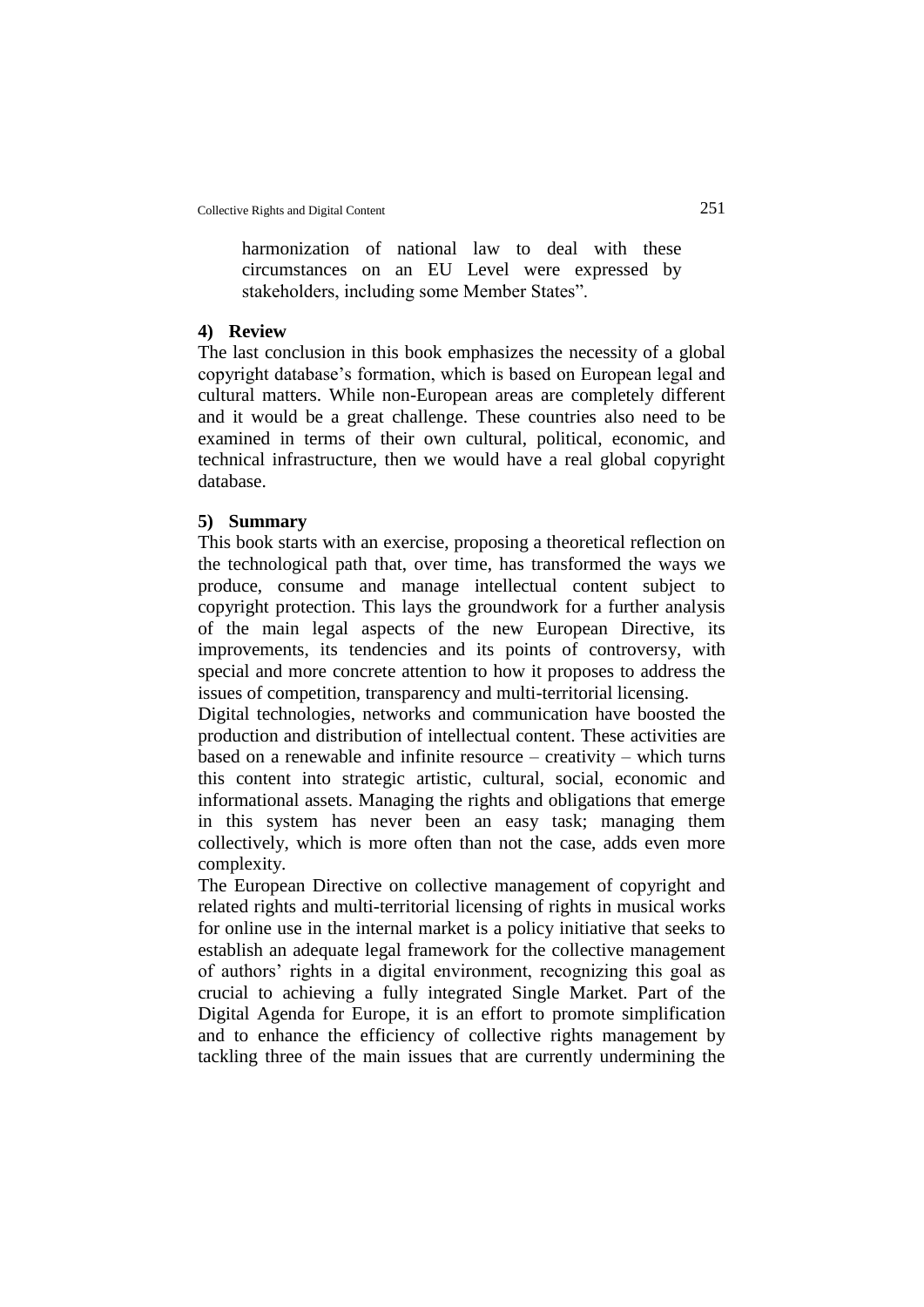> harmonization of national law to deal with these circumstances on an EU Level were expressed by stakeholders, including some Member States".

**4) Review**

The last conclusion in this book emphasizes the necessity of a global copyright database's formation, which is based on European legal and cultural matters. While non-European areas are completely different and it would be a great challenge. These countries also need to be examined in terms of their own cultural, political, economic, and technical infrastructure, then we would have a real global copyright database.

**5) Summary**

This book starts with an exercise, proposing a theoretical reflection on the technological path that, over time, has transformed the ways we produce, consume and manage intellectual content subject to copyright protection. This lays the groundwork for a further analysis of the main legal aspects of the new European Directive, its improvements, its tendencies and its points of controversy, with special and more concrete attention to how it proposes to address the issues of competition, transparency and multi-territorial licensing.

Digital technologies, networks and communication have boosted the production and distribution of intellectual content. These activities are based on a renewable and infinite resource – creativity – which turns this content into strategic artistic, cultural, social, economic and informational assets. Managing the rights and obligations that emerge in this system has never been an easy task; managing them collectively, which is more often than not the case, adds even more complexity.

The European Directive on collective management of copyright and related rights and multi-territorial licensing of rights in musical works for online use in the internal market is a policy initiative that seeks to establish an adequate legal framework for the collective management of authors' rights in a digital environment, recognizing this goal as crucial to achieving a fully integrated Single Market. Part of the Digital Agenda for Europe, it is an effort to promote simplification and to enhance the efficiency of collective rights management by tackling three of the main issues that are currently undermining the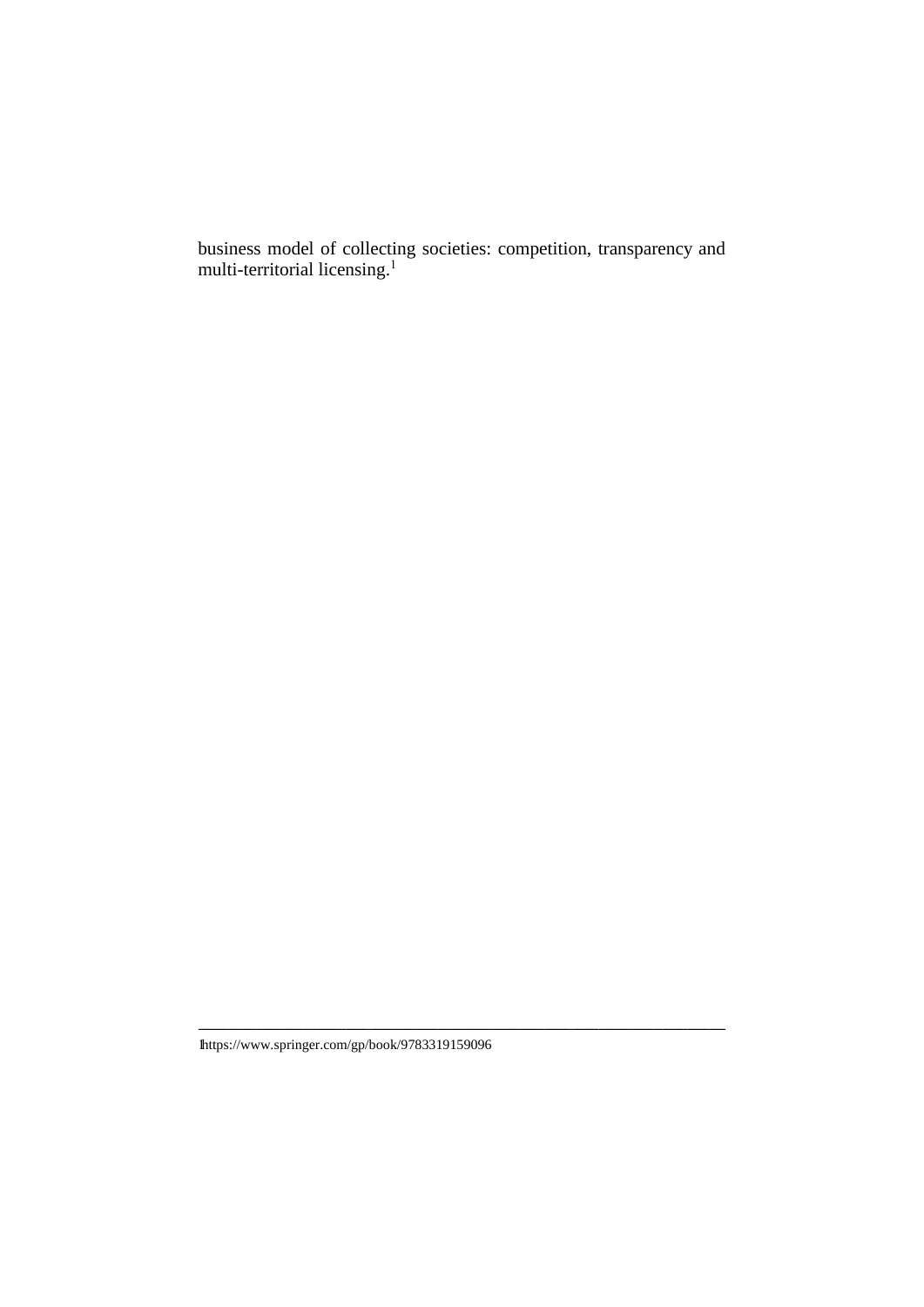business model of collecting societies: competition, transparency and multi-territorial licensing.[1]

---

[1] https://www.springer.com/gp/book/9783319159096